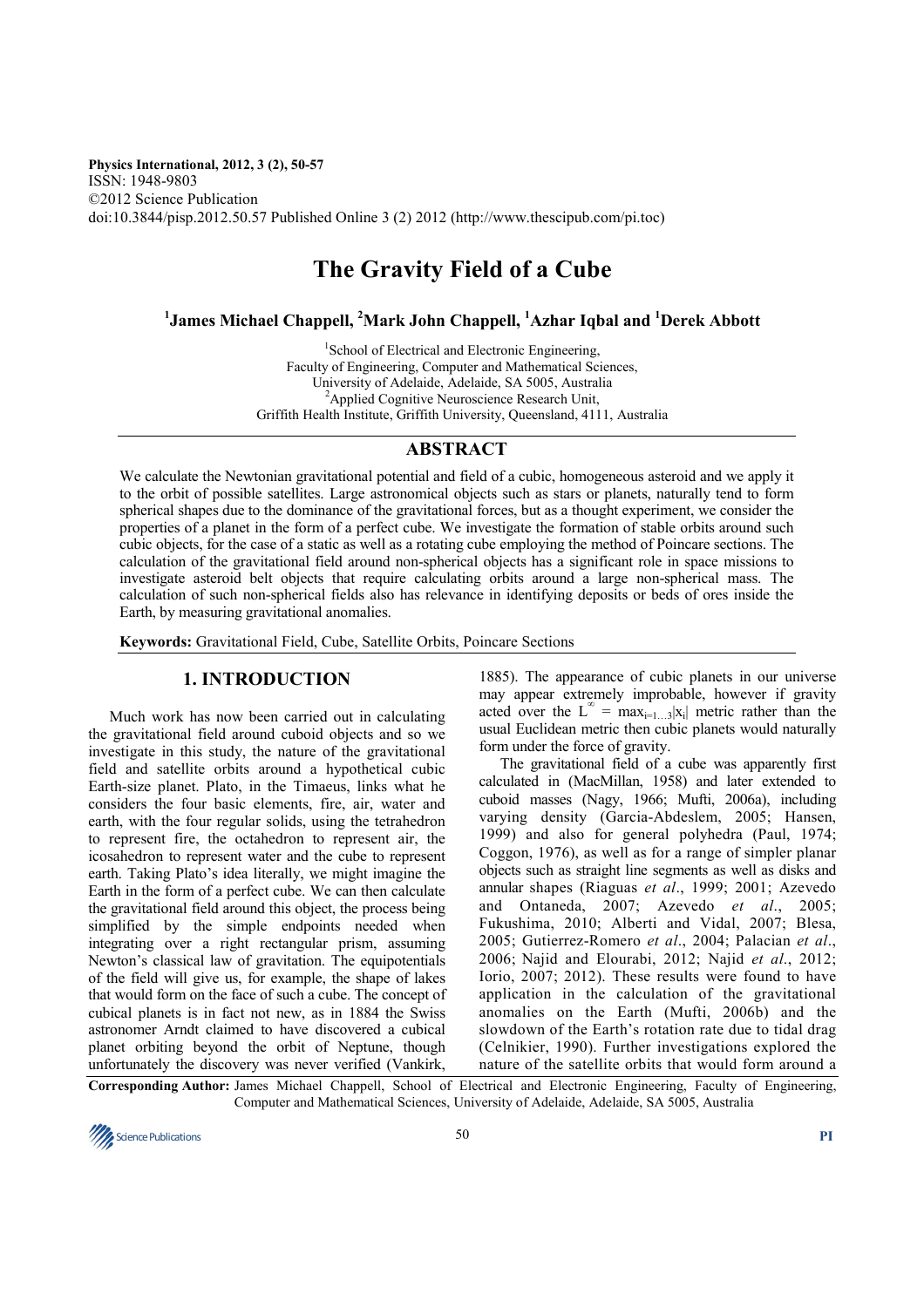Physics International, 2012, 3 (2), 50-57
ISSN: 1948-9803
©2012 Science Publication
doi:10.3844/pisp.2012.50.57 Published Online 3 (2) 2012 (http://www.thescipub.com/pi.toc)

# The Gravity Field of a Cube

**[1]James Michael Chappell, [2]Mark John Chappell, [1]Azhar Iqbal and [1]Derek Abbott**

[1]School of Electrical and Electronic Engineering,
Faculty of Engineering, Computer and Mathematical Sciences,
University of Adelaide, Adelaide, SA 5005, Australia
[2]Applied Cognitive Neuroscience Research Unit,
Griffith Health Institute, Griffith University, Queensland, 4111, Australia

## ABSTRACT

We calculate the Newtonian gravitational potential and field of a cubic, homogeneous asteroid and we apply it to the orbit of possible satellites. Large astronomical objects such as stars or planets, naturally tend to form spherical shapes due to the dominance of the gravitational forces, but as a thought experiment, we consider the properties of a planet in the form of a perfect cube. We investigate the formation of stable orbits around such cubic objects, for the case of a static as well as a rotating cube employing the method of Poincare sections. The calculation of the gravitational field around non-spherical objects has a significant role in space missions to investigate asteroid belt objects that require calculating orbits around a large non-spherical mass. The calculation of such non-spherical fields also has relevance in identifying deposits or beds of ores inside the Earth, by measuring gravitational anomalies.

**Keywords:** Gravitational Field, Cube, Satellite Orbits, Poincare Sections

## 1. INTRODUCTION

Much work has now been carried out in calculating the gravitational field around cuboid objects and so we investigate in this study, the nature of the gravitational field and satellite orbits around a hypothetical cubic Earth-size planet. Plato, in the Timaeus, links what he considers the four basic elements, fire, air, water and earth, with the four regular solids, using the tetrahedron to represent fire, the octahedron to represent air, the icosahedron to represent water and the cube to represent earth. Taking Plato's idea literally, we might imagine the Earth in the form of a perfect cube. We can then calculate the gravitational field around this object, the process being simplified by the simple endpoints needed when integrating over a right rectangular prism, assuming Newton's classical law of gravitation. The equipotentials of the field will give us, for example, the shape of lakes that would form on the face of such a cube. The concept of cubical planets is in fact not new, as in 1884 the Swiss astronomer Arndt claimed to have discovered a cubical planet orbiting beyond the orbit of Neptune, though unfortunately the discovery was never verified (Vankirk, 1885). The appearance of cubic planets in our universe may appear extremely improbable, however if gravity acted over the $L^{\infty} = \max_{i=1\ldots3}|x_i|$ metric rather than the usual Euclidean metric then cubic planets would naturally form under the force of gravity.

The gravitational field of a cube was apparently first calculated in (MacMillan, 1958) and later extended to cuboid masses (Nagy, 1966; Mufti, 2006a), including varying density (Garcia-Abdeslem, 2005; Hansen, 1999) and also for general polyhedra (Paul, 1974; Coggon, 1976), as well as for a range of simpler planar objects such as straight line segments as well as disks and annular shapes (Riaguas *et al*., 1999; 2001; Azevedo and Ontaneda, 2007; Azevedo *et al*., 2005; Fukushima, 2010; Alberti and Vidal, 2007; Blesa, 2005; Gutierrez-Romero *et al*., 2004; Palacian *et al*., 2006; Najid and Elourabi, 2012; Najid *et al*., 2012; Iorio, 2007; 2012). These results were found to have application in the calculation of the gravitational anomalies on the Earth (Mufti, 2006b) and the slowdown of the Earth's rotation rate due to tidal drag (Celnikier, 1990). Further investigations explored the nature of the satellite orbits that would form around a

**Corresponding Author:** James Michael Chappell, School of Electrical and Electronic Engineering, Faculty of Engineering, Computer and Mathematical Sciences, University of Adelaide, Adelaide, SA 5005, Australia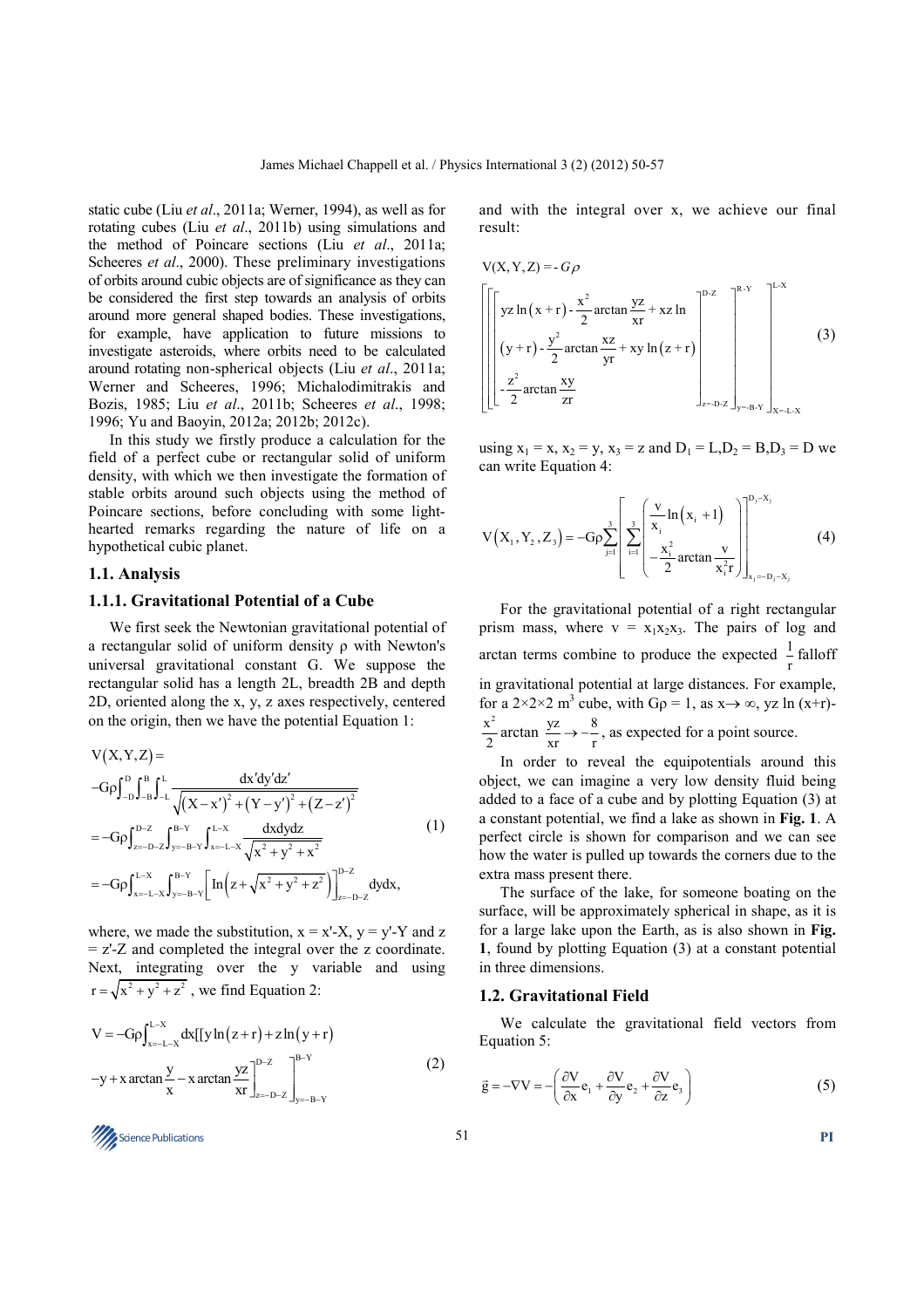static cube (Liu *et al*., 2011a; Werner, 1994), as well as for rotating cubes (Liu *et al*., 2011b) using simulations and the method of Poincare sections (Liu *et al*., 2011a; Scheeres *et al*., 2000). These preliminary investigations of orbits around cubic objects are of significance as they can be considered the first step towards an analysis of orbits around more general shaped bodies. These investigations, for example, have application to future missions to investigate asteroids, where orbits need to be calculated around rotating non-spherical objects (Liu *et al*., 2011a; Werner and Scheeres, 1996; Michalodimitrakis and Bozis, 1985; Liu *et al*., 2011b; Scheeres *et al*., 1998; 1996; Yu and Baoyin, 2012a; 2012b; 2012c).

In this study we firstly produce a calculation for the field of a perfect cube or rectangular solid of uniform density, with which we then investigate the formation of stable orbits around such objects using the method of Poincare sections, before concluding with some light-hearted remarks regarding the nature of life on a hypothetical cubic planet.

## 1.1. Analysis

### 1.1.1. Gravitational Potential of a Cube

We first seek the Newtonian gravitational potential of a rectangular solid of uniform density ρ with Newton's universal gravitational constant G. We suppose the rectangular solid has a length 2L, breadth 2B and depth 2D, oriented along the x, y, z axes respectively, centered on the origin, then we have the potential Equation 1:

$$
\begin{aligned}
&V(X,Y,Z) = \\
&-G\rho\int_{-D}^{D}\int_{-B}^{B}\int_{-L}^{L}\frac{dx'dy'dz'}{\sqrt{(X-x')^2+(Y-y')^2+(Z-z')^2}} \\
&= -G\rho\int_{z=-D-Z}^{D-Z}\int_{y=-B-Y}^{B-Y}\int_{x=-L-X}^{L-X}\frac{dxdydz}{\sqrt{x^2+y^2+x^2}} \\
&= -G\rho\int_{x=-L-X}^{L-X}\int_{y=-B-Y}^{B-Y}\left[\ln\left(z+\sqrt{x^2+y^2+z^2}\right)\right]_{z=-D-Z}^{D-Z}dydx,
\end{aligned}
\tag{1}
$$

where, we made the substitution, x = x'-X, y = y'-Y and z = z'-Z and completed the integral over the z coordinate. Next, integrating over the y variable and using $r=\sqrt{x^2+y^2+z^2}$, we find Equation 2:

$$
\begin{aligned}
V = -G\rho\int_{x=-L-X}^{L-X}dx[[&y\ln(z+r)+z\ln(y+r) \\
&-y+x\arctan\frac{y}{x}-x\arctan\frac{yz}{xr}\Big]_{z=-D-Z}^{D-Z}\Big]_{y=-B-Y}^{B-Y}
\end{aligned}
\tag{2}
$$

and with the integral over x, we achieve our final result:

$$
V(X,Y,Z) = -G\rho
\left[\left[\left[\begin{array}{l}
yz\ln(x+r)-\dfrac{x^2}{2}\arctan\dfrac{yz}{xr}+xz\ln \\
(y+r)-\dfrac{y^2}{2}\arctan\dfrac{xz}{yr}+xy\ln(z+r) \\
-\dfrac{z^2}{2}\arctan\dfrac{xy}{zr}
\end{array}\right]_{z=-D-Z}^{D-Z}\right]_{y=-B-Y}^{B-Y}\right]_{X=-L-X}^{L-X}
\tag{3}
$$

using $x_1 = x$, $x_2 = y$, $x_3 = z$ and $D_1 = L, D_2 = B, D_3 = D$ we can write Equation 4:

$$
V(X_1,Y_2,Z_3) = -G\rho\sum_{j=1}^{3}\left[\sum_{i=1}^{3}\left(\begin{array}{l}\dfrac{v}{x_i}\ln(x_i+1) \\ -\dfrac{x_i^2}{2}\arctan\dfrac{v}{x_i^2 r}\end{array}\right)\right]_{x_j=-D_j-X_j}^{D_j-X_j}
\tag{4}
$$

For the gravitational potential of a right rectangular prism mass, where $v = x_1x_2x_3$. The pairs of log and arctan terms combine to produce the expected $\frac{1}{r}$ falloff in gravitational potential at large distances. For example, for a 2×2×2 $m^3$ cube, with Gρ = 1, as x→ ∞, yz ln (x+r)-$\frac{x^2}{2}\arctan\frac{yz}{xr}\to-\frac{8}{r}$, as expected for a point source.

In order to reveal the equipotentials around this object, we can imagine a very low density fluid being added to a face of a cube and by plotting Equation (3) at a constant potential, we find a lake as shown in **Fig. 1**. A perfect circle is shown for comparison and we can see how the water is pulled up towards the corners due to the extra mass present there.

The surface of the lake, for someone boating on the surface, will be approximately spherical in shape, as it is for a large lake upon the Earth, as is also shown in **Fig. 1**, found by plotting Equation (3) at a constant potential in three dimensions.

## 1.2. Gravitational Field

We calculate the gravitational field vectors from Equation 5:

$$
\vec{g} = -\nabla V = -\left(\frac{\partial V}{\partial x}e_1+\frac{\partial V}{\partial y}e_2+\frac{\partial V}{\partial z}e_3\right)
\tag{5}
$$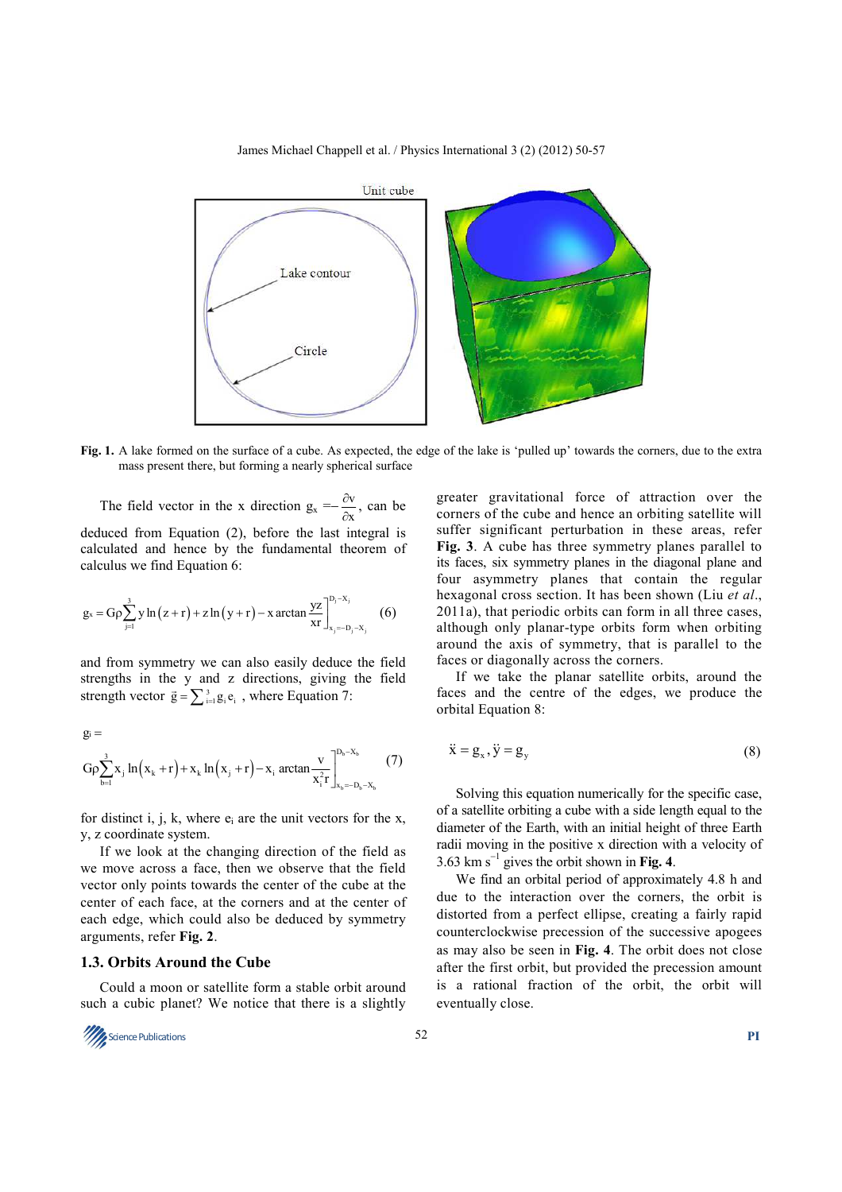Fig. 1. A lake formed on the surface of a cube. As expected, the edge of the lake is 'pulled up' towards the corners, due to the extra mass present there, but forming a nearly spherical surface

The field vector in the x direction $g_x = -\frac{\partial v}{\partial x}$, can be deduced from Equation (2), before the last integral is calculated and hence by the fundamental theorem of calculus we find Equation 6:

$$g_x = G\rho \sum_{j=1}^{3} y\ln(z+r) + z\ln(y+r) - x\arctan\frac{yz}{xr}\Bigg]_{x_j=-D_j-X_j}^{D_j-X_j} \quad (6)$$

and from symmetry we can also easily deduce the field strengths in the y and z directions, giving the field strength vector $\vec{g} = \sum_{i=1}^{3} g_i e_i$ , where Equation 7:

$$g_i = G\rho \sum_{b=1}^{3} x_j \ln(x_k + r) + x_k \ln(x_j + r) - x_i \arctan\frac{v}{x_i^2 r}\Bigg]_{x_b=-D_b-X_b}^{D_b-X_b} \quad (7)$$

for distinct i, j, k, where $e_i$ are the unit vectors for the x, y, z coordinate system.

If we look at the changing direction of the field as we move across a face, then we observe that the field vector only points towards the center of the cube at the center of each face, at the corners and at the center of each edge, which could also be deduced by symmetry arguments, refer **Fig. 2**.

### 1.3. Orbits Around the Cube

Could a moon or satellite form a stable orbit around such a cubic planet? We notice that there is a slightly greater gravitational force of attraction over the corners of the cube and hence an orbiting satellite will suffer significant perturbation in these areas, refer **Fig. 3**. A cube has three symmetry planes parallel to its faces, six symmetry planes in the diagonal plane and four asymmetry planes that contain the regular hexagonal cross section. It has been shown (Liu *et al*., 2011a), that periodic orbits can form in all three cases, although only planar-type orbits form when orbiting around the axis of symmetry, that is parallel to the faces or diagonally across the corners.

If we take the planar satellite orbits, around the faces and the centre of the edges, we produce the orbital Equation 8:

$$\ddot{x} = g_x, \ddot{y} = g_y \quad (8)$$

Solving this equation numerically for the specific case, of a satellite orbiting a cube with a side length equal to the diameter of the Earth, with an initial height of three Earth radii moving in the positive x direction with a velocity of 3.63 km $s^{-1}$ gives the orbit shown in **Fig. 4**.

We find an orbital period of approximately 4.8 h and due to the interaction over the corners, the orbit is distorted from a perfect ellipse, creating a fairly rapid counterclockwise precession of the successive apogees as may also be seen in **Fig. 4**. The orbit does not close after the first orbit, but provided the precession amount is a rational fraction of the orbit, the orbit will eventually close.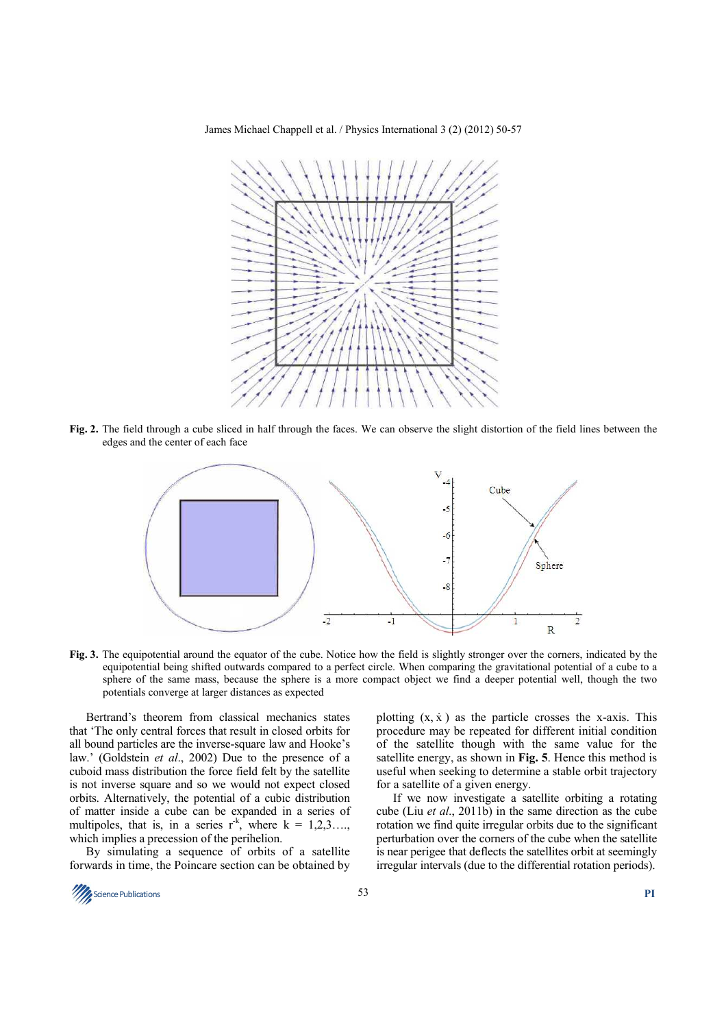**Fig. 2.** The field through a cube sliced in half through the faces. We can observe the slight distortion of the field lines between the edges and the center of each face

**Fig. 3.** The equipotential around the equator of the cube. Notice how the field is slightly stronger over the corners, indicated by the equipotential being shifted outwards compared to a perfect circle. When comparing the gravitational potential of a cube to a sphere of the same mass, because the sphere is a more compact object we find a deeper potential well, though the two potentials converge at larger distances as expected

Bertrand's theorem from classical mechanics states that 'The only central forces that result in closed orbits for all bound particles are the inverse-square law and Hooke's law.' (Goldstein *et al*., 2002) Due to the presence of a cuboid mass distribution the force field felt by the satellite is not inverse square and so we would not expect closed orbits. Alternatively, the potential of a cubic distribution of matter inside a cube can be expanded in a series of multipoles, that is, in a series $r^{-k}$, where $k = 1,2,3\ldots$, which implies a precession of the perihelion.

By simulating a sequence of orbits of a satellite forwards in time, the Poincare section can be obtained by plotting $(x, \dot{x})$ as the particle crosses the x-axis. This procedure may be repeated for different initial condition of the satellite though with the same value for the satellite energy, as shown in **Fig. 5**. Hence this method is useful when seeking to determine a stable orbit trajectory for a satellite of a given energy.

If we now investigate a satellite orbiting a rotating cube (Liu *et al*., 2011b) in the same direction as the cube rotation we find quite irregular orbits due to the significant perturbation over the corners of the cube when the satellite is near perigee that deflects the satellites orbit at seemingly irregular intervals (due to the differential rotation periods).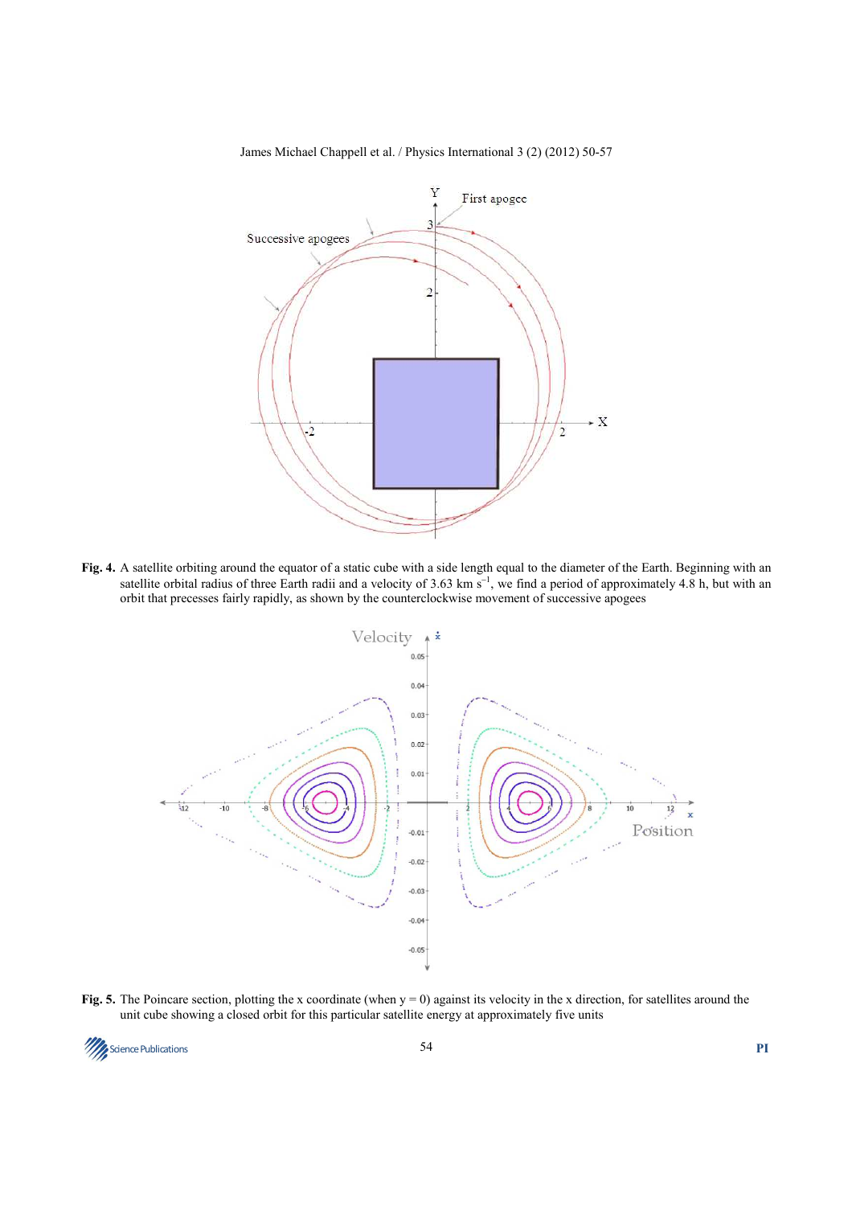**Fig. 4.** A satellite orbiting around the equator of a static cube with a side length equal to the diameter of the Earth. Beginning with an satellite orbital radius of three Earth radii and a velocity of 3.63 km s$^{-1}$, we find a period of approximately 4.8 h, but with an orbit that precesses fairly rapidly, as shown by the counterclockwise movement of successive apogees

**Fig. 5.** The Poincare section, plotting the x coordinate (when y = 0) against its velocity in the x direction, for satellites around the unit cube showing a closed orbit for this particular satellite energy at approximately five units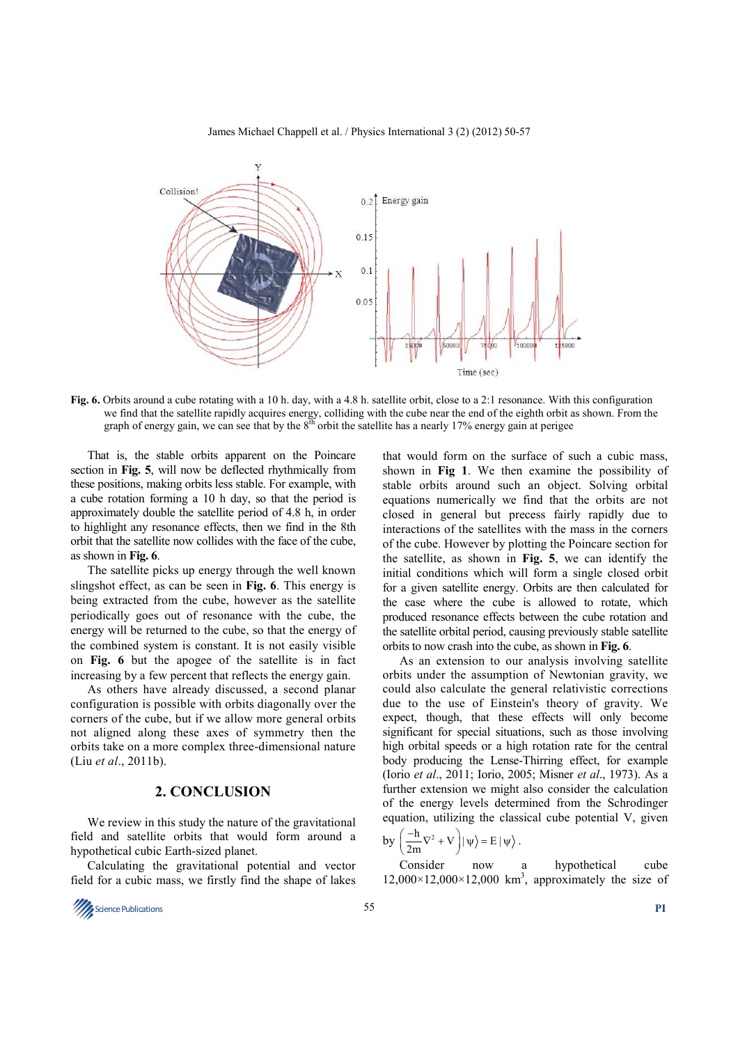Fig. 6. Orbits around a cube rotating with a 10 h. day, with a 4.8 h. satellite orbit, close to a 2:1 resonance. With this configuration we find that the satellite rapidly acquires energy, colliding with the cube near the end of the eighth orbit as shown. From the graph of energy gain, we can see that by the 8th orbit the satellite has a nearly 17% energy gain at perigee

That is, the stable orbits apparent on the Poincare section in **Fig. 5**, will now be deflected rhythmically from these positions, making orbits less stable. For example, with a cube rotation forming a 10 h day, so that the period is approximately double the satellite period of 4.8 h, in order to highlight any resonance effects, then we find in the 8th orbit that the satellite now collides with the face of the cube, as shown in **Fig. 6**.

The satellite picks up energy through the well known slingshot effect, as can be seen in **Fig. 6**. This energy is being extracted from the cube, however as the satellite periodically goes out of resonance with the cube, the energy will be returned to the cube, so that the energy of the combined system is constant. It is not easily visible on **Fig. 6** but the apogee of the satellite is in fact increasing by a few percent that reflects the energy gain.

As others have already discussed, a second planar configuration is possible with orbits diagonally over the corners of the cube, but if we allow more general orbits not aligned along these axes of symmetry then the orbits take on a more complex three-dimensional nature (Liu *et al*., 2011b).

## 2. CONCLUSION

We review in this study the nature of the gravitational field and satellite orbits that would form around a hypothetical cubic Earth-sized planet.

Calculating the gravitational potential and vector field for a cubic mass, we firstly find the shape of lakes that would form on the surface of such a cubic mass, shown in **Fig 1**. We then examine the possibility of stable orbits around such an object. Solving orbital equations numerically we find that the orbits are not closed in general but precess fairly rapidly due to interactions of the satellites with the mass in the corners of the cube. However by plotting the Poincare section for the satellite, as shown in **Fig. 5**, we can identify the initial conditions which will form a single closed orbit for a given satellite energy. Orbits are then calculated for the case where the cube is allowed to rotate, which produced resonance effects between the cube rotation and the satellite orbital period, causing previously stable satellite orbits to now crash into the cube, as shown in **Fig. 6**.

As an extension to our analysis involving satellite orbits under the assumption of Newtonian gravity, we could also calculate the general relativistic corrections due to the use of Einstein's theory of gravity. We expect, though, that these effects will only become significant for special situations, such as those involving high orbital speeds or a high rotation rate for the central body producing the Lense-Thirring effect, for example (Iorio *et al*., 2011; Iorio, 2005; Misner *et al*., 1973). As a further extension we might also consider the calculation of the energy levels determined from the Schrodinger equation, utilizing the classical cube potential V, given by $\left(\frac{-h}{2m}\nabla^2 + V\right)|\psi\rangle = E|\psi\rangle$.

Consider now a hypothetical cube $12{,}000 \times 12{,}000 \times 12{,}000$ km$^3$, approximately the size of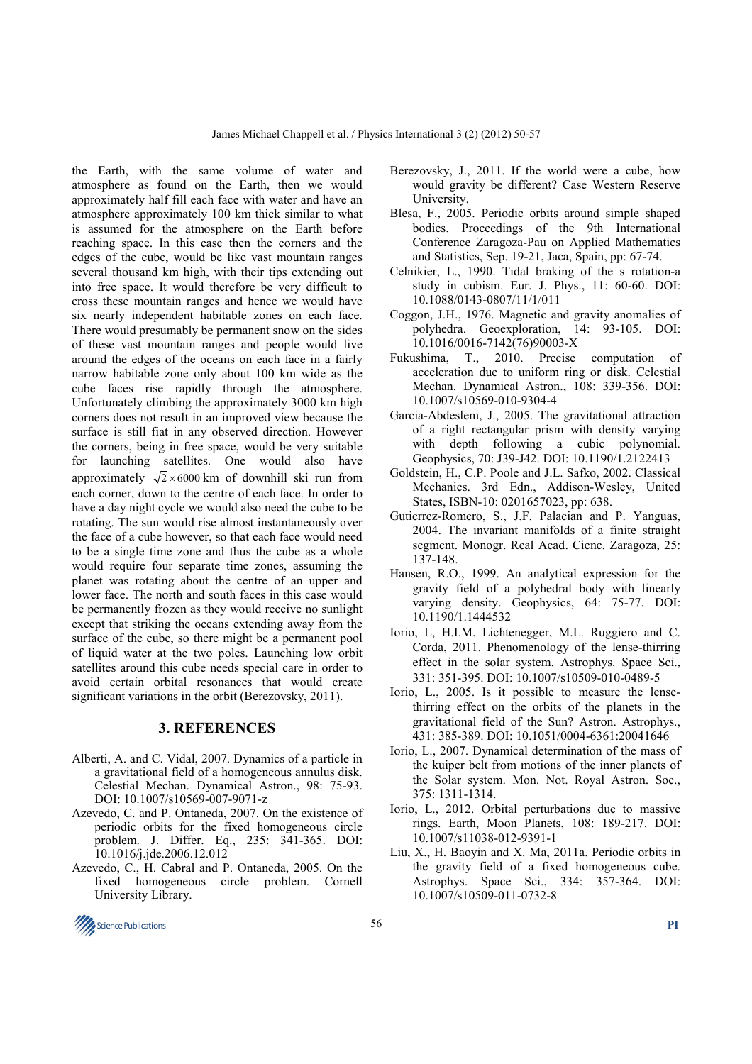the Earth, with the same volume of water and atmosphere as found on the Earth, then we would approximately half fill each face with water and have an atmosphere approximately 100 km thick similar to what is assumed for the atmosphere on the Earth before reaching space. In this case then the corners and the edges of the cube, would be like vast mountain ranges several thousand km high, with their tips extending out into free space. It would therefore be very difficult to cross these mountain ranges and hence we would have six nearly independent habitable zones on each face. There would presumably be permanent snow on the sides of these vast mountain ranges and people would live around the edges of the oceans on each face in a fairly narrow habitable zone only about 100 km wide as the cube faces rise rapidly through the atmosphere. Unfortunately climbing the approximately 3000 km high corners does not result in an improved view because the surface is still flat in any observed direction. However the corners, being in free space, would be very suitable for launching satellites. One would also have approximately $\sqrt{2}\times 6000$ km of downhill ski run from each corner, down to the centre of each face. In order to have a day night cycle we would also need the cube to be rotating. The sun would rise almost instantaneously over the face of a cube however, so that each face would need to be a single time zone and thus the cube as a whole would require four separate time zones, assuming the planet was rotating about the centre of an upper and lower face. The north and south faces in this case would be permanently frozen as they would receive no sunlight except that striking the oceans extending away from the surface of the cube, so there might be a permanent pool of liquid water at the two poles. Launching low orbit satellites around this cube needs special care in order to avoid certain orbital resonances that would create significant variations in the orbit (Berezovsky, 2011).

## 3. REFERENCES

Alberti, A. and C. Vidal, 2007. Dynamics of a particle in a gravitational field of a homogeneous annulus disk. Celestial Mechan. Dynamical Astron., 98: 75-93. DOI: 10.1007/s10569-007-9071-z

Azevedo, C. and P. Ontaneda, 2007. On the existence of periodic orbits for the fixed homogeneous circle problem. J. Differ. Eq., 235: 341-365. DOI: 10.1016/j.jde.2006.12.012

Azevedo, C., H. Cabral and P. Ontaneda, 2005. On the fixed homogeneous circle problem. Cornell University Library.

Berezovsky, J., 2011. If the world were a cube, how would gravity be different? Case Western Reserve University.

Blesa, F., 2005. Periodic orbits around simple shaped bodies. Proceedings of the 9th International Conference Zaragoza-Pau on Applied Mathematics and Statistics, Sep. 19-21, Jaca, Spain, pp: 67-74.

Celnikier, L., 1990. Tidal braking of the s rotation-a study in cubism. Eur. J. Phys., 11: 60-60. DOI: 10.1088/0143-0807/11/1/011

Coggon, J.H., 1976. Magnetic and gravity anomalies of polyhedra. Geoexploration, 14: 93-105. DOI: 10.1016/0016-7142(76)90003-X

Fukushima, T., 2010. Precise computation of acceleration due to uniform ring or disk. Celestial Mechan. Dynamical Astron., 108: 339-356. DOI: 10.1007/s10569-010-9304-4

Garcia-Abdeslem, J., 2005. The gravitational attraction of a right rectangular prism with density varying with depth following a cubic polynomial. Geophysics, 70: J39-J42. DOI: 10.1190/1.2122413

Goldstein, H., C.P. Poole and J.L. Safko, 2002. Classical Mechanics. 3rd Edn., Addison-Wesley, United States, ISBN-10: 0201657023, pp: 638.

Gutierrez-Romero, S., J.F. Palacian and P. Yanguas, 2004. The invariant manifolds of a finite straight segment. Monogr. Real Acad. Cienc. Zaragoza, 25: 137-148.

Hansen, R.O., 1999. An analytical expression for the gravity field of a polyhedral body with linearly varying density. Geophysics, 64: 75-77. DOI: 10.1190/1.1444532

Iorio, L, H.I.M. Lichtenegger, M.L. Ruggiero and C. Corda, 2011. Phenomenology of the lense-thirring effect in the solar system. Astrophys. Space Sci., 331: 351-395. DOI: 10.1007/s10509-010-0489-5

Iorio, L., 2005. Is it possible to measure the lense-thirring effect on the orbits of the planets in the gravitational field of the Sun? Astron. Astrophys., 431: 385-389. DOI: 10.1051/0004-6361:20041646

Iorio, L., 2007. Dynamical determination of the mass of the kuiper belt from motions of the inner planets of the Solar system. Mon. Not. Royal Astron. Soc., 375: 1311-1314.

Iorio, L., 2012. Orbital perturbations due to massive rings. Earth, Moon Planets, 108: 189-217. DOI: 10.1007/s11038-012-9391-1

Liu, X., H. Baoyin and X. Ma, 2011a. Periodic orbits in the gravity field of a fixed homogeneous cube. Astrophys. Space Sci., 334: 357-364. DOI: 10.1007/s10509-011-0732-8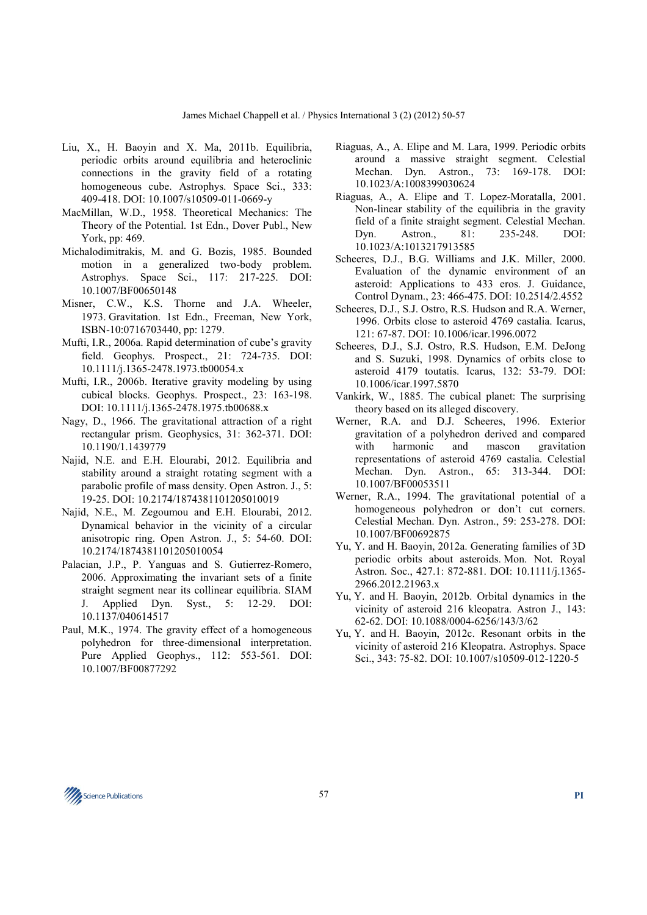Liu, X., H. Baoyin and X. Ma, 2011b. Equilibria, periodic orbits around equilibria and heteroclinic connections in the gravity field of a rotating homogeneous cube. Astrophys. Space Sci., 333: 409-418. DOI: 10.1007/s10509-011-0669-y

MacMillan, W.D., 1958. Theoretical Mechanics: The Theory of the Potential. 1st Edn., Dover Publ., New York, pp: 469.

Michalodimitrakis, M. and G. Bozis, 1985. Bounded motion in a generalized two-body problem. Astrophys. Space Sci., 117: 217-225. DOI: 10.1007/BF00650148

Misner, C.W., K.S. Thorne and J.A. Wheeler, 1973. Gravitation. 1st Edn., Freeman, New York, ISBN-10:0716703440, pp: 1279.

Mufti, I.R., 2006a. Rapid determination of cube's gravity field. Geophys. Prospect., 21: 724-735. DOI: 10.1111/j.1365-2478.1973.tb00054.x

Mufti, I.R., 2006b. Iterative gravity modeling by using cubical blocks. Geophys. Prospect., 23: 163-198. DOI: 10.1111/j.1365-2478.1975.tb00688.x

Nagy, D., 1966. The gravitational attraction of a right rectangular prism. Geophysics, 31: 362-371. DOI: 10.1190/1.1439779

Najid, N.E. and E.H. Elourabi, 2012. Equilibria and stability around a straight rotating segment with a parabolic profile of mass density. Open Astron. J., 5: 19-25. DOI: 10.2174/1874381101205010019

Najid, N.E., M. Zegoumou and E.H. Elourabi, 2012. Dynamical behavior in the vicinity of a circular anisotropic ring. Open Astron. J., 5: 54-60. DOI: 10.2174/1874381101205010054

Palacian, J.P., P. Yanguas and S. Gutierrez-Romero, 2006. Approximating the invariant sets of a finite straight segment near its collinear equilibria. SIAM J. Applied Dyn. Syst., 5: 12-29. DOI: 10.1137/040614517

Paul, M.K., 1974. The gravity effect of a homogeneous polyhedron for three-dimensional interpretation. Pure Applied Geophys., 112: 553-561. DOI: 10.1007/BF00877292

Riaguas, A., A. Elipe and M. Lara, 1999. Periodic orbits around a massive straight segment. Celestial Mechan. Dyn. Astron., 73: 169-178. DOI: 10.1023/A:1008399030624

Riaguas, A., A. Elipe and T. Lopez-Moratalla, 2001. Non-linear stability of the equilibria in the gravity field of a finite straight segment. Celestial Mechan. Dyn. Astron., 81: 235-248. DOI: 10.1023/A:1013217913585

Scheeres, D.J., B.G. Williams and J.K. Miller, 2000. Evaluation of the dynamic environment of an asteroid: Applications to 433 eros. J. Guidance, Control Dynam., 23: 466-475. DOI: 10.2514/2.4552

Scheeres, D.J., S.J. Ostro, R.S. Hudson and R.A. Werner, 1996. Orbits close to asteroid 4769 castalia. Icarus, 121: 67-87. DOI: 10.1006/icar.1996.0072

Scheeres, D.J., S.J. Ostro, R.S. Hudson, E.M. DeJong and S. Suzuki, 1998. Dynamics of orbits close to asteroid 4179 toutatis. Icarus, 132: 53-79. DOI: 10.1006/icar.1997.5870

Vankirk, W., 1885. The cubical planet: The surprising theory based on its alleged discovery.

Werner, R.A. and D.J. Scheeres, 1996. Exterior gravitation of a polyhedron derived and compared with harmonic and mascon gravitation representations of asteroid 4769 castalia. Celestial Mechan. Dyn. Astron., 65: 313-344. DOI: 10.1007/BF00053511

Werner, R.A., 1994. The gravitational potential of a homogeneous polyhedron or don't cut corners. Celestial Mechan. Dyn. Astron., 59: 253-278. DOI: 10.1007/BF00692875

Yu, Y. and H. Baoyin, 2012a. Generating families of 3D periodic orbits about asteroids. Mon. Not. Royal Astron. Soc., 427.1: 872-881. DOI: 10.1111/j.1365-2966.2012.21963.x

Yu, Y. and H. Baoyin, 2012b. Orbital dynamics in the vicinity of asteroid 216 kleopatra. Astron J., 143: 62-62. DOI: 10.1088/0004-6256/143/3/62

Yu, Y. and H. Baoyin, 2012c. Resonant orbits in the vicinity of asteroid 216 Kleopatra. Astrophys. Space Sci., 343: 75-82. DOI: 10.1007/s10509-012-1220-5